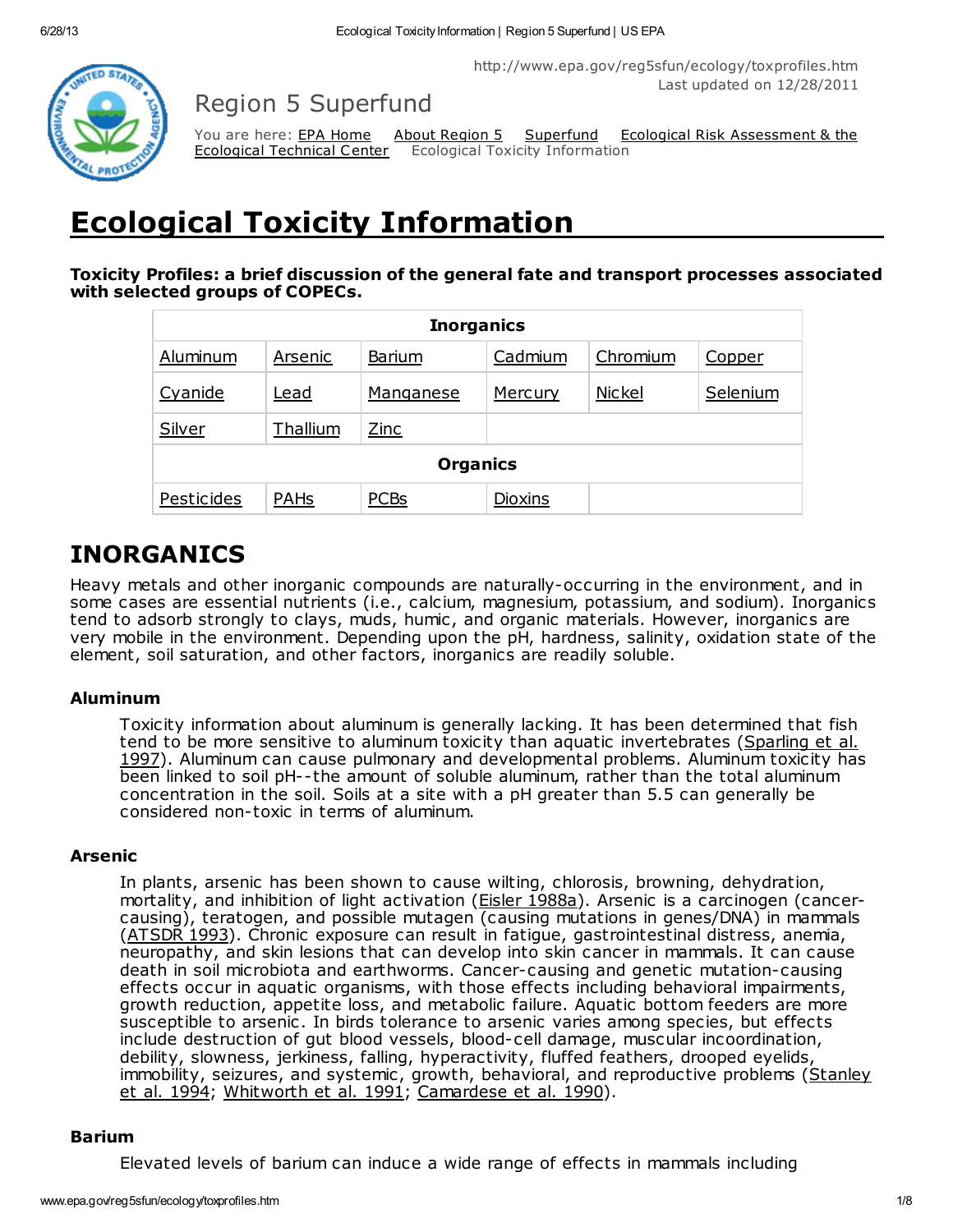http://www.epa.gov/reg5sfun/ecology/toxprofiles.htm
Last updated on 12/28/2011

Region 5 Superfund

You are here: EPA Home About Region 5 Superfund Ecological Risk Assessment & the Ecological Technical Center Ecological Toxicity Information

# Ecological Toxicity Information

**Toxicity Profiles: a brief discussion of the general fate and transport processes associated with selected groups of COPECs.**

| Inorganics | | | | | |
|---|---|---|---|---|---|
| Aluminum | Arsenic | Barium | Cadmium | Chromium | Copper |
| Cyanide | Lead | Manganese | Mercury | Nickel | Selenium |
| Silver | Thallium | Zinc | | | |
| **Organics** | | | | | |
| Pesticides | PAHs | PCBs | Dioxins | | |

## INORGANICS

Heavy metals and other inorganic compounds are naturally-occurring in the environment, and in some cases are essential nutrients (i.e., calcium, magnesium, potassium, and sodium). Inorganics tend to adsorb strongly to clays, muds, humic, and organic materials. However, inorganics are very mobile in the environment. Depending upon the pH, hardness, salinity, oxidation state of the element, soil saturation, and other factors, inorganics are readily soluble.

### Aluminum

Toxicity information about aluminum is generally lacking. It has been determined that fish tend to be more sensitive to aluminum toxicity than aquatic invertebrates (Sparling et al. 1997). Aluminum can cause pulmonary and developmental problems. Aluminum toxicity has been linked to soil pH--the amount of soluble aluminum, rather than the total aluminum concentration in the soil. Soils at a site with a pH greater than 5.5 can generally be considered non-toxic in terms of aluminum.

### Arsenic

In plants, arsenic has been shown to cause wilting, chlorosis, browning, dehydration, mortality, and inhibition of light activation (Eisler 1988a). Arsenic is a carcinogen (cancer-causing), teratogen, and possible mutagen (causing mutations in genes/DNA) in mammals (ATSDR 1993). Chronic exposure can result in fatigue, gastrointestinal distress, anemia, neuropathy, and skin lesions that can develop into skin cancer in mammals. It can cause death in soil microbiota and earthworms. Cancer-causing and genetic mutation-causing effects occur in aquatic organisms, with those effects including behavioral impairments, growth reduction, appetite loss, and metabolic failure. Aquatic bottom feeders are more susceptible to arsenic. In birds tolerance to arsenic varies among species, but effects include destruction of gut blood vessels, blood-cell damage, muscular incoordination, debility, slowness, jerkiness, falling, hyperactivity, fluffed feathers, drooped eyelids, immobility, seizures, and systemic, growth, behavioral, and reproductive problems (Stanley et al. 1994; Whitworth et al. 1991; Camardese et al. 1990).

### Barium

Elevated levels of barium can induce a wide range of effects in mammals including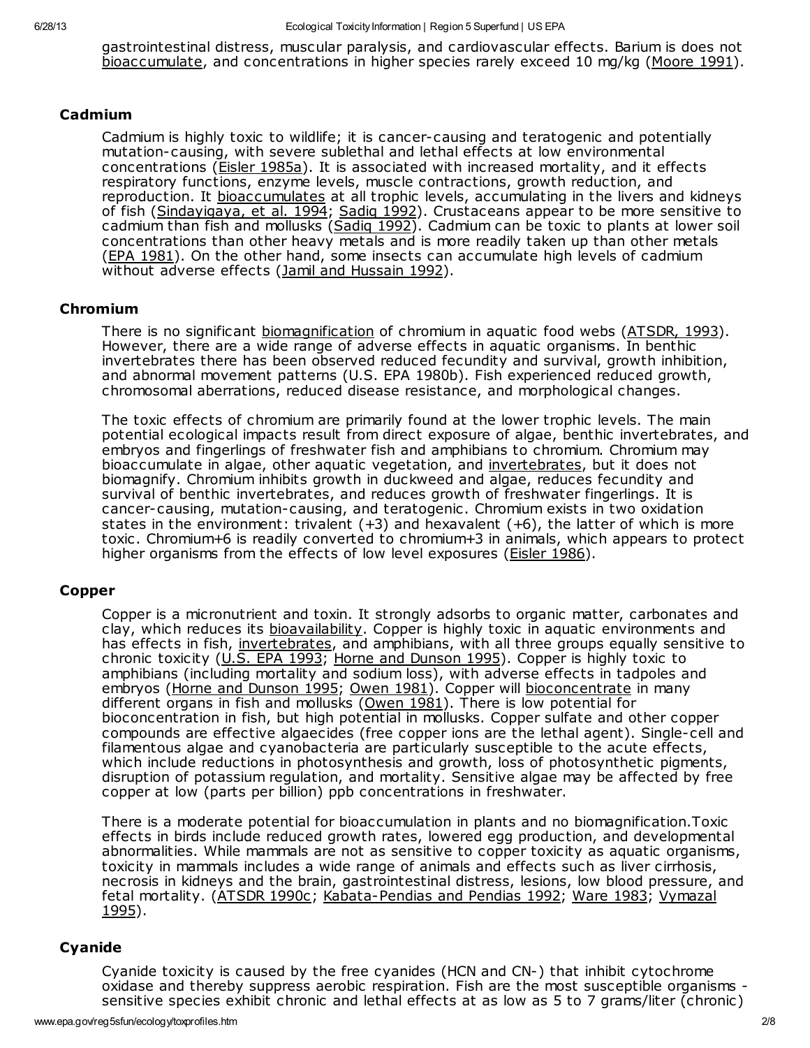gastrointestinal distress, muscular paralysis, and cardiovascular effects. Barium is does not bioaccumulate, and concentrations in higher species rarely exceed 10 mg/kg (Moore 1991).

### Cadmium

Cadmium is highly toxic to wildlife; it is cancer-causing and teratogenic and potentially mutation-causing, with severe sublethal and lethal effects at low environmental concentrations (Eisler 1985a). It is associated with increased mortality, and it effects respiratory functions, enzyme levels, muscle contractions, growth reduction, and reproduction. It bioaccumulates at all trophic levels, accumulating in the livers and kidneys of fish (Sindayigaya, et al. 1994; Sadiq 1992). Crustaceans appear to be more sensitive to cadmium than fish and mollusks (Sadiq 1992). Cadmium can be toxic to plants at lower soil concentrations than other heavy metals and is more readily taken up than other metals (EPA 1981). On the other hand, some insects can accumulate high levels of cadmium without adverse effects (Jamil and Hussain 1992).

### Chromium

There is no significant biomagnification of chromium in aquatic food webs (ATSDR, 1993). However, there are a wide range of adverse effects in aquatic organisms. In benthic invertebrates there has been observed reduced fecundity and survival, growth inhibition, and abnormal movement patterns (U.S. EPA 1980b). Fish experienced reduced growth, chromosomal aberrations, reduced disease resistance, and morphological changes.

The toxic effects of chromium are primarily found at the lower trophic levels. The main potential ecological impacts result from direct exposure of algae, benthic invertebrates, and embryos and fingerlings of freshwater fish and amphibians to chromium. Chromium may bioaccumulate in algae, other aquatic vegetation, and invertebrates, but it does not biomagnify. Chromium inhibits growth in duckweed and algae, reduces fecundity and survival of benthic invertebrates, and reduces growth of freshwater fingerlings. It is cancer-causing, mutation-causing, and teratogenic. Chromium exists in two oxidation states in the environment: trivalent (+3) and hexavalent (+6), the latter of which is more toxic. Chromium+6 is readily converted to chromium+3 in animals, which appears to protect higher organisms from the effects of low level exposures (Eisler 1986).

### Copper

Copper is a micronutrient and toxin. It strongly adsorbs to organic matter, carbonates and clay, which reduces its bioavailability. Copper is highly toxic in aquatic environments and has effects in fish, invertebrates, and amphibians, with all three groups equally sensitive to chronic toxicity (U.S. EPA 1993; Horne and Dunson 1995). Copper is highly toxic to amphibians (including mortality and sodium loss), with adverse effects in tadpoles and embryos (Horne and Dunson 1995; Owen 1981). Copper will bioconcentrate in many different organs in fish and mollusks (Owen 1981). There is low potential for bioconcentration in fish, but high potential in mollusks. Copper sulfate and other copper compounds are effective algaecides (free copper ions are the lethal agent). Single-cell and filamentous algae and cyanobacteria are particularly susceptible to the acute effects, which include reductions in photosynthesis and growth, loss of photosynthetic pigments, disruption of potassium regulation, and mortality. Sensitive algae may be affected by free copper at low (parts per billion) ppb concentrations in freshwater.

There is a moderate potential for bioaccumulation in plants and no biomagnification.Toxic effects in birds include reduced growth rates, lowered egg production, and developmental abnormalities. While mammals are not as sensitive to copper toxicity as aquatic organisms, toxicity in mammals includes a wide range of animals and effects such as liver cirrhosis, necrosis in kidneys and the brain, gastrointestinal distress, lesions, low blood pressure, and fetal mortality. (ATSDR 1990c; Kabata-Pendias and Pendias 1992; Ware 1983; Vymazal 1995).

### Cyanide

Cyanide toxicity is caused by the free cyanides (HCN and CN-) that inhibit cytochrome oxidase and thereby suppress aerobic respiration. Fish are the most susceptible organisms - sensitive species exhibit chronic and lethal effects at as low as 5 to 7 grams/liter (chronic)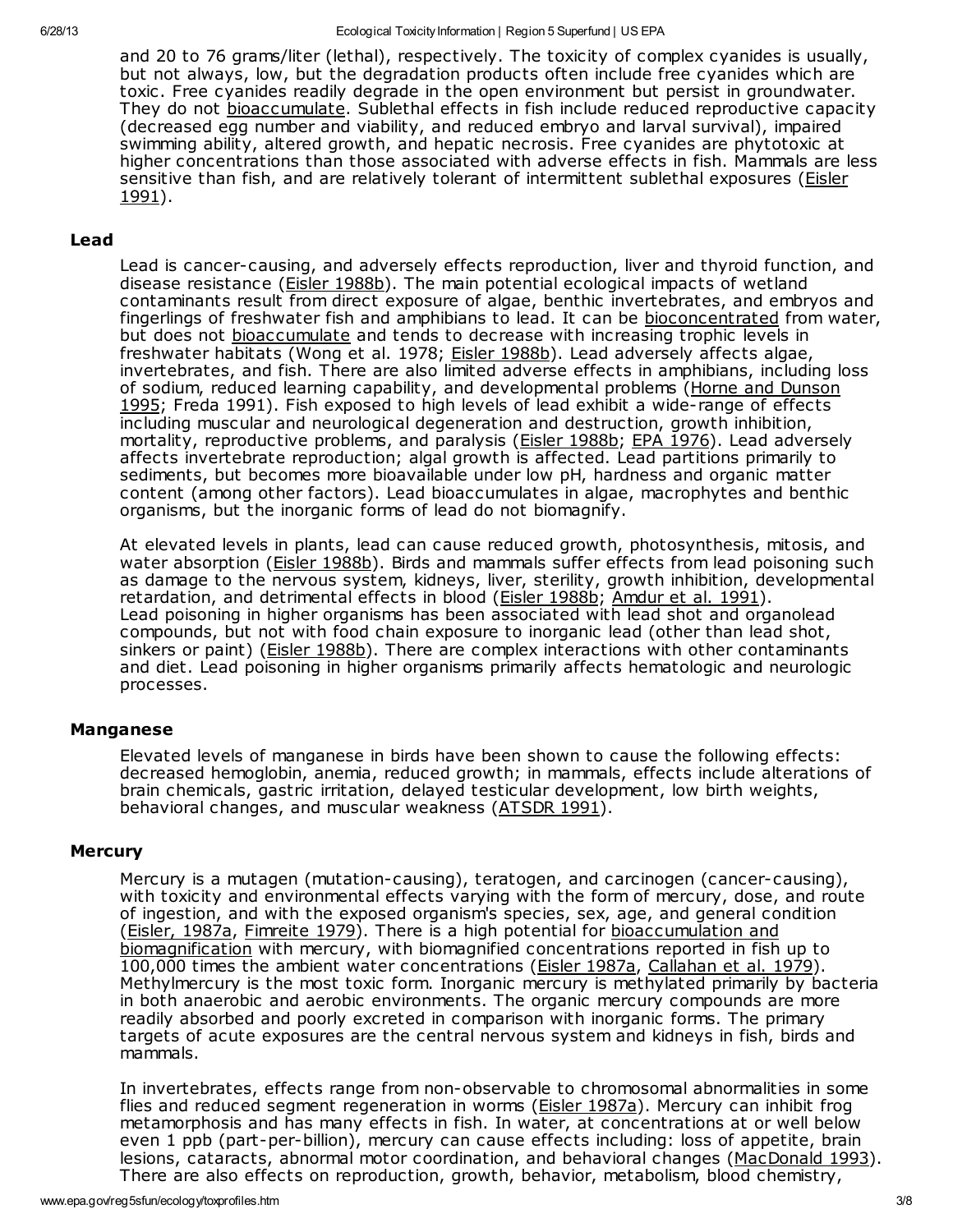and 20 to 76 grams/liter (lethal), respectively. The toxicity of complex cyanides is usually, but not always, low, but the degradation products often include free cyanides which are toxic. Free cyanides readily degrade in the open environment but persist in groundwater. They do not bioaccumulate. Sublethal effects in fish include reduced reproductive capacity (decreased egg number and viability, and reduced embryo and larval survival), impaired swimming ability, altered growth, and hepatic necrosis. Free cyanides are phytotoxic at higher concentrations than those associated with adverse effects in fish. Mammals are less sensitive than fish, and are relatively tolerant of intermittent sublethal exposures (Eisler 1991).

### Lead

Lead is cancer-causing, and adversely effects reproduction, liver and thyroid function, and disease resistance (Eisler 1988b). The main potential ecological impacts of wetland contaminants result from direct exposure of algae, benthic invertebrates, and embryos and fingerlings of freshwater fish and amphibians to lead. It can be bioconcentrated from water, but does not bioaccumulate and tends to decrease with increasing trophic levels in freshwater habitats (Wong et al. 1978; Eisler 1988b). Lead adversely affects algae, invertebrates, and fish. There are also limited adverse effects in amphibians, including loss of sodium, reduced learning capability, and developmental problems (Horne and Dunson 1995; Freda 1991). Fish exposed to high levels of lead exhibit a wide-range of effects including muscular and neurological degeneration and destruction, growth inhibition, mortality, reproductive problems, and paralysis (Eisler 1988b; EPA 1976). Lead adversely affects invertebrate reproduction; algal growth is affected. Lead partitions primarily to sediments, but becomes more bioavailable under low pH, hardness and organic matter content (among other factors). Lead bioaccumulates in algae, macrophytes and benthic organisms, but the inorganic forms of lead do not biomagnify.

At elevated levels in plants, lead can cause reduced growth, photosynthesis, mitosis, and water absorption (Eisler 1988b). Birds and mammals suffer effects from lead poisoning such as damage to the nervous system, kidneys, liver, sterility, growth inhibition, developmental retardation, and detrimental effects in blood (Eisler 1988b; Amdur et al. 1991). Lead poisoning in higher organisms has been associated with lead shot and organolead compounds, but not with food chain exposure to inorganic lead (other than lead shot, sinkers or paint) (Eisler 1988b). There are complex interactions with other contaminants and diet. Lead poisoning in higher organisms primarily affects hematologic and neurologic processes.

### Manganese

Elevated levels of manganese in birds have been shown to cause the following effects: decreased hemoglobin, anemia, reduced growth; in mammals, effects include alterations of brain chemicals, gastric irritation, delayed testicular development, low birth weights, behavioral changes, and muscular weakness (ATSDR 1991).

### Mercury

Mercury is a mutagen (mutation-causing), teratogen, and carcinogen (cancer-causing), with toxicity and environmental effects varying with the form of mercury, dose, and route of ingestion, and with the exposed organism's species, sex, age, and general condition (Eisler, 1987a, Fimreite 1979). There is a high potential for bioaccumulation and biomagnification with mercury, with biomagnified concentrations reported in fish up to 100,000 times the ambient water concentrations (Eisler 1987a, Callahan et al. 1979). Methylmercury is the most toxic form. Inorganic mercury is methylated primarily by bacteria in both anaerobic and aerobic environments. The organic mercury compounds are more readily absorbed and poorly excreted in comparison with inorganic forms. The primary targets of acute exposures are the central nervous system and kidneys in fish, birds and mammals.

In invertebrates, effects range from non-observable to chromosomal abnormalities in some flies and reduced segment regeneration in worms (Eisler 1987a). Mercury can inhibit frog metamorphosis and has many effects in fish. In water, at concentrations at or well below even 1 ppb (part-per-billion), mercury can cause effects including: loss of appetite, brain lesions, cataracts, abnormal motor coordination, and behavioral changes (MacDonald 1993). There are also effects on reproduction, growth, behavior, metabolism, blood chemistry,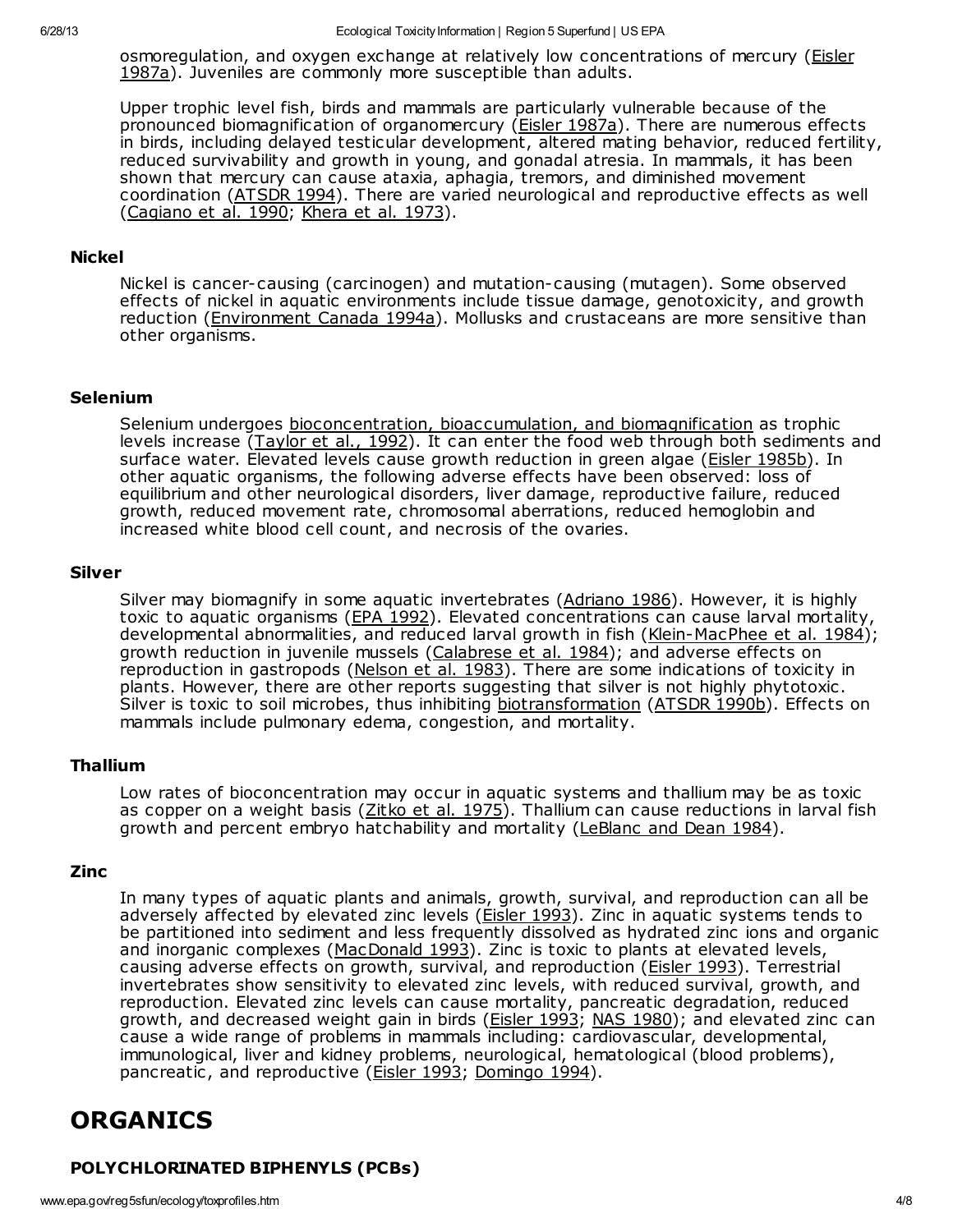osmoregulation, and oxygen exchange at relatively low concentrations of mercury (Eisler 1987a). Juveniles are commonly more susceptible than adults.

Upper trophic level fish, birds and mammals are particularly vulnerable because of the pronounced biomagnification of organomercury (Eisler 1987a). There are numerous effects in birds, including delayed testicular development, altered mating behavior, reduced fertility, reduced survivability and growth in young, and gonadal atresia. In mammals, it has been shown that mercury can cause ataxia, aphagia, tremors, and diminished movement coordination (ATSDR 1994). There are varied neurological and reproductive effects as well (Cagiano et al. 1990; Khera et al. 1973).

### Nickel

Nickel is cancer-causing (carcinogen) and mutation-causing (mutagen). Some observed effects of nickel in aquatic environments include tissue damage, genotoxicity, and growth reduction (Environment Canada 1994a). Mollusks and crustaceans are more sensitive than other organisms.

### Selenium

Selenium undergoes bioconcentration, bioaccumulation, and biomagnification as trophic levels increase (Taylor et al., 1992). It can enter the food web through both sediments and surface water. Elevated levels cause growth reduction in green algae (Eisler 1985b). In other aquatic organisms, the following adverse effects have been observed: loss of equilibrium and other neurological disorders, liver damage, reproductive failure, reduced growth, reduced movement rate, chromosomal aberrations, reduced hemoglobin and increased white blood cell count, and necrosis of the ovaries.

### Silver

Silver may biomagnify in some aquatic invertebrates (Adriano 1986). However, it is highly toxic to aquatic organisms (EPA 1992). Elevated concentrations can cause larval mortality, developmental abnormalities, and reduced larval growth in fish (Klein-MacPhee et al. 1984); growth reduction in juvenile mussels (Calabrese et al. 1984); and adverse effects on reproduction in gastropods (Nelson et al. 1983). There are some indications of toxicity in plants. However, there are other reports suggesting that silver is not highly phytotoxic. Silver is toxic to soil microbes, thus inhibiting biotransformation (ATSDR 1990b). Effects on mammals include pulmonary edema, congestion, and mortality.

### Thallium

Low rates of bioconcentration may occur in aquatic systems and thallium may be as toxic as copper on a weight basis (Zitko et al. 1975). Thallium can cause reductions in larval fish growth and percent embryo hatchability and mortality (LeBlanc and Dean 1984).

### Zinc

In many types of aquatic plants and animals, growth, survival, and reproduction can all be adversely affected by elevated zinc levels (Eisler 1993). Zinc in aquatic systems tends to be partitioned into sediment and less frequently dissolved as hydrated zinc ions and organic and inorganic complexes (MacDonald 1993). Zinc is toxic to plants at elevated levels, causing adverse effects on growth, survival, and reproduction (Eisler 1993). Terrestrial invertebrates show sensitivity to elevated zinc levels, with reduced survival, growth, and reproduction. Elevated zinc levels can cause mortality, pancreatic degradation, reduced growth, and decreased weight gain in birds (Eisler 1993; NAS 1980); and elevated zinc can cause a wide range of problems in mammals including: cardiovascular, developmental, immunological, liver and kidney problems, neurological, hematological (blood problems), pancreatic, and reproductive (Eisler 1993; Domingo 1994).

## ORGANICS

### POLYCHLORINATED BIPHENYLS (PCBs)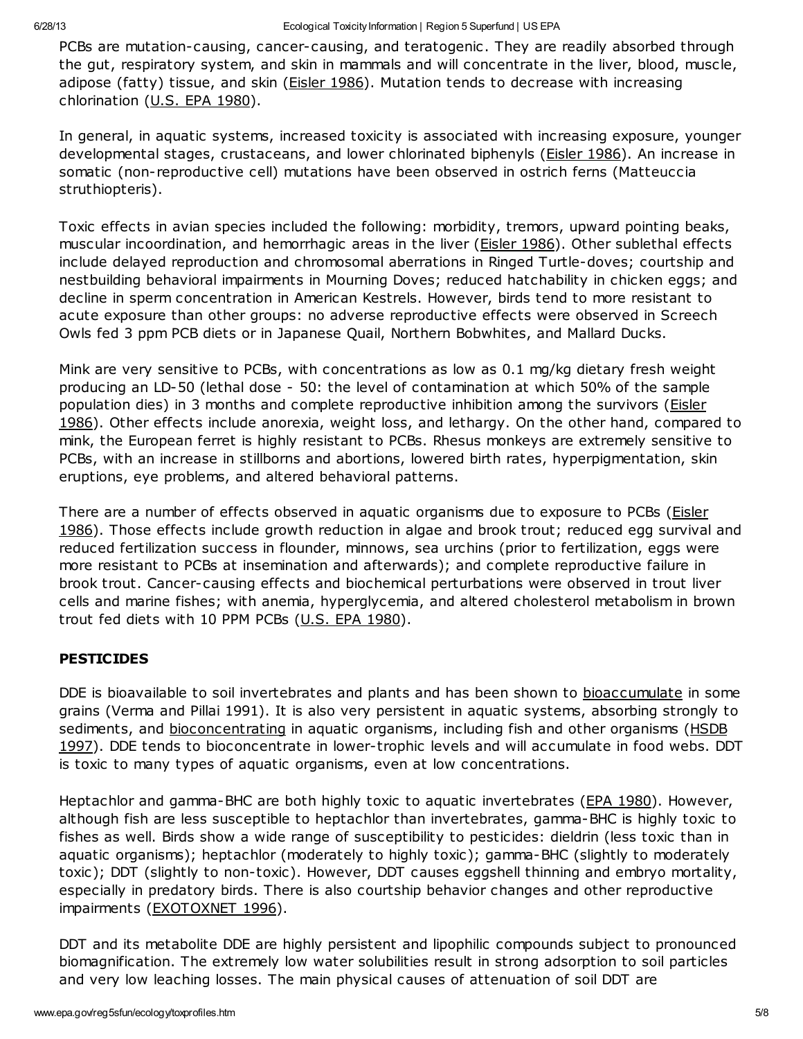PCBs are mutation-causing, cancer-causing, and teratogenic. They are readily absorbed through the gut, respiratory system, and skin in mammals and will concentrate in the liver, blood, muscle, adipose (fatty) tissue, and skin (Eisler 1986). Mutation tends to decrease with increasing chlorination (U.S. EPA 1980).

In general, in aquatic systems, increased toxicity is associated with increasing exposure, younger developmental stages, crustaceans, and lower chlorinated biphenyls (Eisler 1986). An increase in somatic (non-reproductive cell) mutations have been observed in ostrich ferns (Matteuccia struthiopteris).

Toxic effects in avian species included the following: morbidity, tremors, upward pointing beaks, muscular incoordination, and hemorrhagic areas in the liver (Eisler 1986). Other sublethal effects include delayed reproduction and chromosomal aberrations in Ringed Turtle-doves; courtship and nestbuilding behavioral impairments in Mourning Doves; reduced hatchability in chicken eggs; and decline in sperm concentration in American Kestrels. However, birds tend to more resistant to acute exposure than other groups: no adverse reproductive effects were observed in Screech Owls fed 3 ppm PCB diets or in Japanese Quail, Northern Bobwhites, and Mallard Ducks.

Mink are very sensitive to PCBs, with concentrations as low as 0.1 mg/kg dietary fresh weight producing an LD-50 (lethal dose - 50: the level of contamination at which 50% of the sample population dies) in 3 months and complete reproductive inhibition among the survivors (Eisler 1986). Other effects include anorexia, weight loss, and lethargy. On the other hand, compared to mink, the European ferret is highly resistant to PCBs. Rhesus monkeys are extremely sensitive to PCBs, with an increase in stillborns and abortions, lowered birth rates, hyperpigmentation, skin eruptions, eye problems, and altered behavioral patterns.

There are a number of effects observed in aquatic organisms due to exposure to PCBs (Eisler 1986). Those effects include growth reduction in algae and brook trout; reduced egg survival and reduced fertilization success in flounder, minnows, sea urchins (prior to fertilization, eggs were more resistant to PCBs at insemination and afterwards); and complete reproductive failure in brook trout. Cancer-causing effects and biochemical perturbations were observed in trout liver cells and marine fishes; with anemia, hyperglycemia, and altered cholesterol metabolism in brown trout fed diets with 10 PPM PCBs (U.S. EPA 1980).

### PESTICIDES

DDE is bioavailable to soil invertebrates and plants and has been shown to bioaccumulate in some grains (Verma and Pillai 1991). It is also very persistent in aquatic systems, absorbing strongly to sediments, and bioconcentrating in aquatic organisms, including fish and other organisms (HSDB 1997). DDE tends to bioconcentrate in lower-trophic levels and will accumulate in food webs. DDT is toxic to many types of aquatic organisms, even at low concentrations.

Heptachlor and gamma-BHC are both highly toxic to aquatic invertebrates (EPA 1980). However, although fish are less susceptible to heptachlor than invertebrates, gamma-BHC is highly toxic to fishes as well. Birds show a wide range of susceptibility to pesticides: dieldrin (less toxic than in aquatic organisms); heptachlor (moderately to highly toxic); gamma-BHC (slightly to moderately toxic); DDT (slightly to non-toxic). However, DDT causes eggshell thinning and embryo mortality, especially in predatory birds. There is also courtship behavior changes and other reproductive impairments (EXOTOXNET 1996).

DDT and its metabolite DDE are highly persistent and lipophilic compounds subject to pronounced biomagnification. The extremely low water solubilities result in strong adsorption to soil particles and very low leaching losses. The main physical causes of attenuation of soil DDT are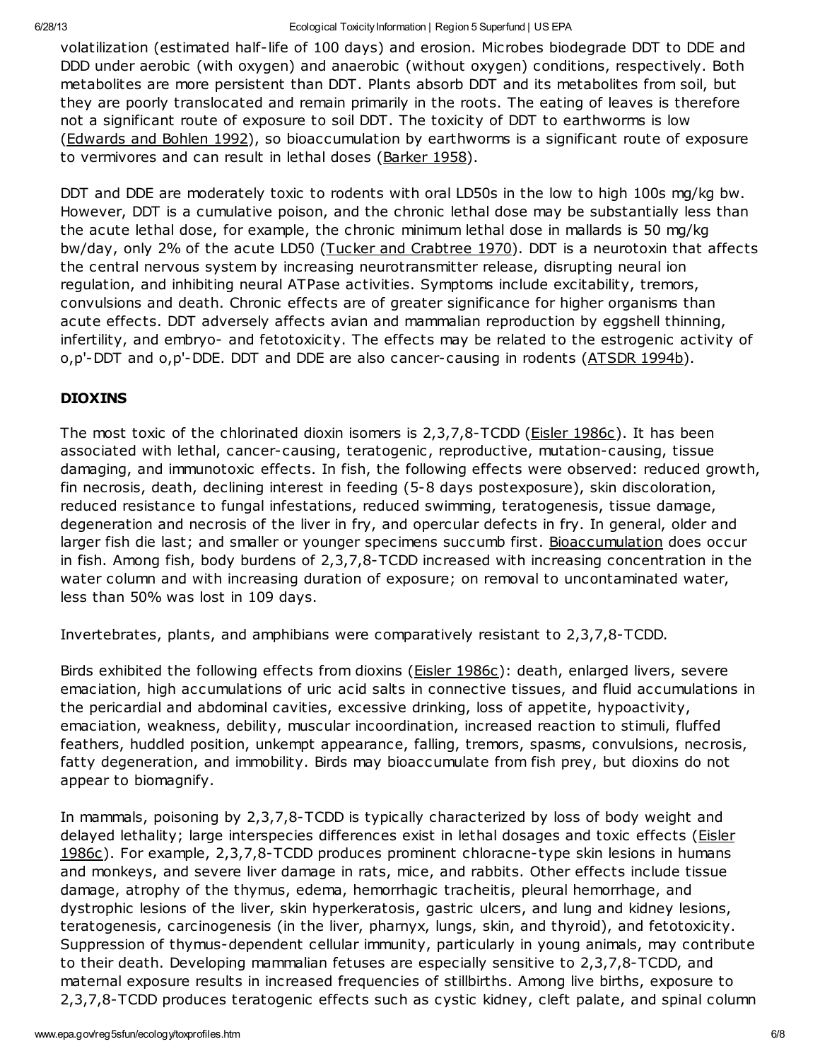volatilization (estimated half-life of 100 days) and erosion. Microbes biodegrade DDT to DDE and DDD under aerobic (with oxygen) and anaerobic (without oxygen) conditions, respectively. Both metabolites are more persistent than DDT. Plants absorb DDT and its metabolites from soil, but they are poorly translocated and remain primarily in the roots. The eating of leaves is therefore not a significant route of exposure to soil DDT. The toxicity of DDT to earthworms is low (Edwards and Bohlen 1992), so bioaccumulation by earthworms is a significant route of exposure to vermivores and can result in lethal doses (Barker 1958).

DDT and DDE are moderately toxic to rodents with oral LD50s in the low to high 100s mg/kg bw. However, DDT is a cumulative poison, and the chronic lethal dose may be substantially less than the acute lethal dose, for example, the chronic minimum lethal dose in mallards is 50 mg/kg bw/day, only 2% of the acute LD50 (Tucker and Crabtree 1970). DDT is a neurotoxin that affects the central nervous system by increasing neurotransmitter release, disrupting neural ion regulation, and inhibiting neural ATPase activities. Symptoms include excitability, tremors, convulsions and death. Chronic effects are of greater significance for higher organisms than acute effects. DDT adversely affects avian and mammalian reproduction by eggshell thinning, infertility, and embryo- and fetotoxicity. The effects may be related to the estrogenic activity of o,p'-DDT and o,p'-DDE. DDT and DDE are also cancer-causing in rodents (ATSDR 1994b).

**DIOXINS**

The most toxic of the chlorinated dioxin isomers is 2,3,7,8-TCDD (Eisler 1986c). It has been associated with lethal, cancer-causing, teratogenic, reproductive, mutation-causing, tissue damaging, and immunotoxic effects. In fish, the following effects were observed: reduced growth, fin necrosis, death, declining interest in feeding (5-8 days postexposure), skin discoloration, reduced resistance to fungal infestations, reduced swimming, teratogenesis, tissue damage, degeneration and necrosis of the liver in fry, and opercular defects in fry. In general, older and larger fish die last; and smaller or younger specimens succumb first. Bioaccumulation does occur in fish. Among fish, body burdens of 2,3,7,8-TCDD increased with increasing concentration in the water column and with increasing duration of exposure; on removal to uncontaminated water, less than 50% was lost in 109 days.

Invertebrates, plants, and amphibians were comparatively resistant to 2,3,7,8-TCDD.

Birds exhibited the following effects from dioxins (Eisler 1986c): death, enlarged livers, severe emaciation, high accumulations of uric acid salts in connective tissues, and fluid accumulations in the pericardial and abdominal cavities, excessive drinking, loss of appetite, hypoactivity, emaciation, weakness, debility, muscular incoordination, increased reaction to stimuli, fluffed feathers, huddled position, unkempt appearance, falling, tremors, spasms, convulsions, necrosis, fatty degeneration, and immobility. Birds may bioaccumulate from fish prey, but dioxins do not appear to biomagnify.

In mammals, poisoning by 2,3,7,8-TCDD is typically characterized by loss of body weight and delayed lethality; large interspecies differences exist in lethal dosages and toxic effects (Eisler 1986c). For example, 2,3,7,8-TCDD produces prominent chloracne-type skin lesions in humans and monkeys, and severe liver damage in rats, mice, and rabbits. Other effects include tissue damage, atrophy of the thymus, edema, hemorrhagic tracheitis, pleural hemorrhage, and dystrophic lesions of the liver, skin hyperkeratosis, gastric ulcers, and lung and kidney lesions, teratogenesis, carcinogenesis (in the liver, pharnyx, lungs, skin, and thyroid), and fetotoxicity. Suppression of thymus-dependent cellular immunity, particularly in young animals, may contribute to their death. Developing mammalian fetuses are especially sensitive to 2,3,7,8-TCDD, and maternal exposure results in increased frequencies of stillbirths. Among live births, exposure to 2,3,7,8-TCDD produces teratogenic effects such as cystic kidney, cleft palate, and spinal column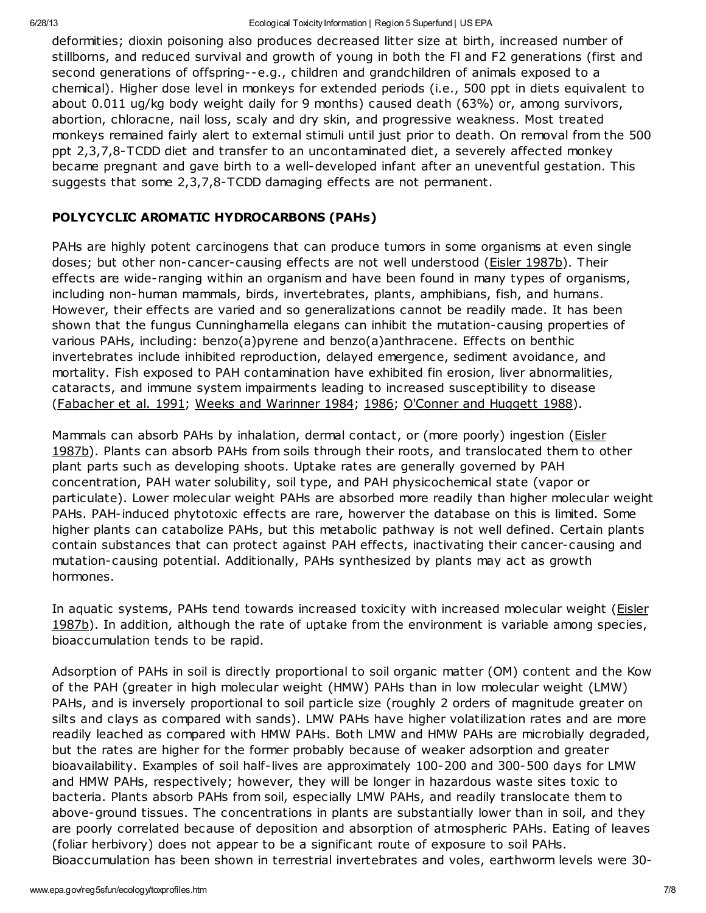deformities; dioxin poisoning also produces decreased litter size at birth, increased number of stillborns, and reduced survival and growth of young in both the Fl and F2 generations (first and second generations of offspring--e.g., children and grandchildren of animals exposed to a chemical). Higher dose level in monkeys for extended periods (i.e., 500 ppt in diets equivalent to about 0.011 ug/kg body weight daily for 9 months) caused death (63%) or, among survivors, abortion, chloracne, nail loss, scaly and dry skin, and progressive weakness. Most treated monkeys remained fairly alert to external stimuli until just prior to death. On removal from the 500 ppt 2,3,7,8-TCDD diet and transfer to an uncontaminated diet, a severely affected monkey became pregnant and gave birth to a well-developed infant after an uneventful gestation. This suggests that some 2,3,7,8-TCDD damaging effects are not permanent.

### POLYCYCLIC AROMATIC HYDROCARBONS (PAHs)

PAHs are highly potent carcinogens that can produce tumors in some organisms at even single doses; but other non-cancer-causing effects are not well understood (Eisler 1987b). Their effects are wide-ranging within an organism and have been found in many types of organisms, including non-human mammals, birds, invertebrates, plants, amphibians, fish, and humans. However, their effects are varied and so generalizations cannot be readily made. It has been shown that the fungus Cunninghamella elegans can inhibit the mutation-causing properties of various PAHs, including: benzo(a)pyrene and benzo(a)anthracene. Effects on benthic invertebrates include inhibited reproduction, delayed emergence, sediment avoidance, and mortality. Fish exposed to PAH contamination have exhibited fin erosion, liver abnormalities, cataracts, and immune system impairments leading to increased susceptibility to disease (Fabacher et al. 1991; Weeks and Warinner 1984; 1986; O'Conner and Huggett 1988).

Mammals can absorb PAHs by inhalation, dermal contact, or (more poorly) ingestion (Eisler 1987b). Plants can absorb PAHs from soils through their roots, and translocated them to other plant parts such as developing shoots. Uptake rates are generally governed by PAH concentration, PAH water solubility, soil type, and PAH physicochemical state (vapor or particulate). Lower molecular weight PAHs are absorbed more readily than higher molecular weight PAHs. PAH-induced phytotoxic effects are rare, howerver the database on this is limited. Some higher plants can catabolize PAHs, but this metabolic pathway is not well defined. Certain plants contain substances that can protect against PAH effects, inactivating their cancer-causing and mutation-causing potential. Additionally, PAHs synthesized by plants may act as growth hormones.

In aquatic systems, PAHs tend towards increased toxicity with increased molecular weight (Eisler 1987b). In addition, although the rate of uptake from the environment is variable among species, bioaccumulation tends to be rapid.

Adsorption of PAHs in soil is directly proportional to soil organic matter (OM) content and the Kow of the PAH (greater in high molecular weight (HMW) PAHs than in low molecular weight (LMW) PAHs, and is inversely proportional to soil particle size (roughly 2 orders of magnitude greater on silts and clays as compared with sands). LMW PAHs have higher volatilization rates and are more readily leached as compared with HMW PAHs. Both LMW and HMW PAHs are microbially degraded, but the rates are higher for the former probably because of weaker adsorption and greater bioavailability. Examples of soil half-lives are approximately 100-200 and 300-500 days for LMW and HMW PAHs, respectively; however, they will be longer in hazardous waste sites toxic to bacteria. Plants absorb PAHs from soil, especially LMW PAHs, and readily translocate them to above-ground tissues. The concentrations in plants are substantially lower than in soil, and they are poorly correlated because of deposition and absorption of atmospheric PAHs. Eating of leaves (foliar herbivory) does not appear to be a significant route of exposure to soil PAHs. Bioaccumulation has been shown in terrestrial invertebrates and voles, earthworm levels were 30-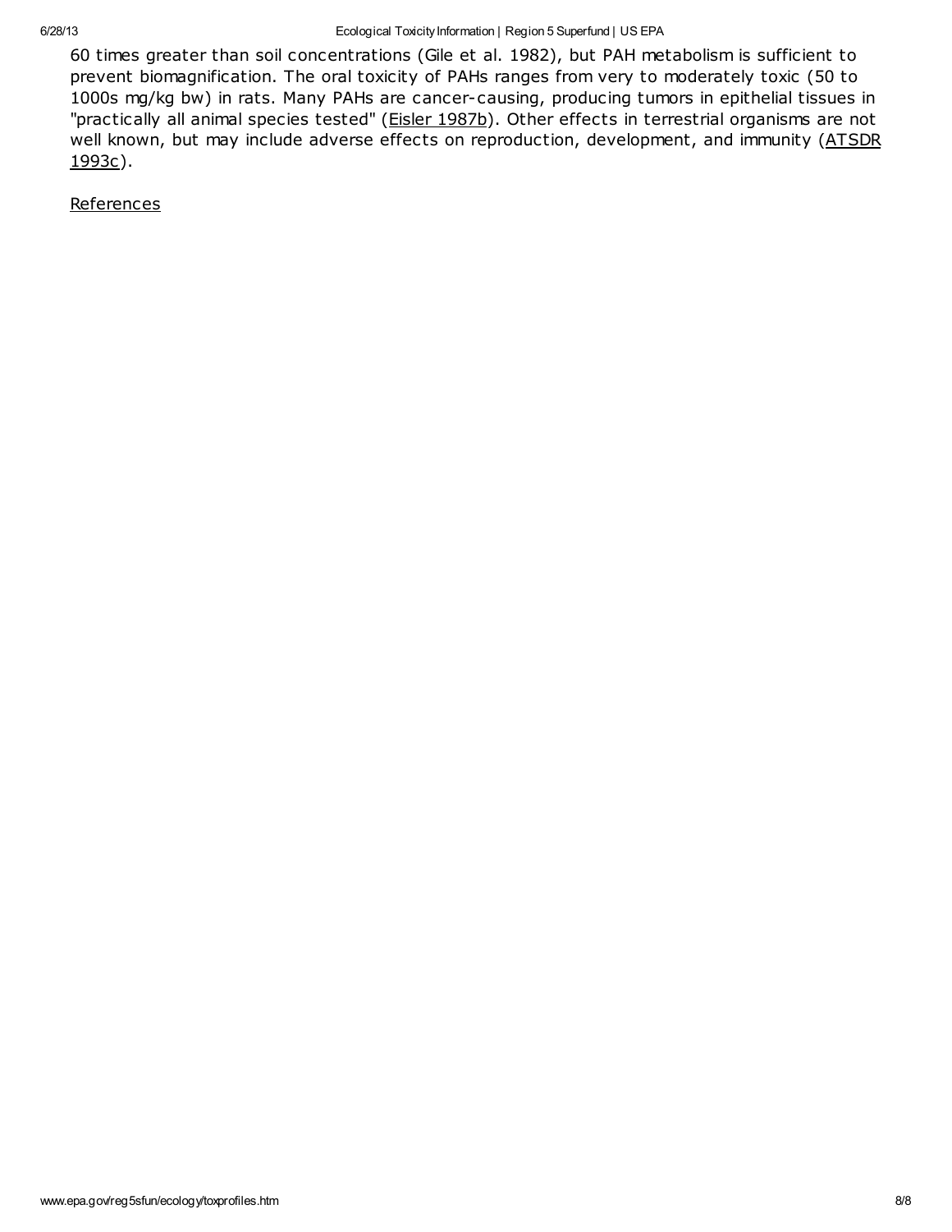60 times greater than soil concentrations (Gile et al. 1982), but PAH metabolism is sufficient to prevent biomagnification. The oral toxicity of PAHs ranges from very to moderately toxic (50 to 1000s mg/kg bw) in rats. Many PAHs are cancer-causing, producing tumors in epithelial tissues in "practically all animal species tested" (Eisler 1987b). Other effects in terrestrial organisms are not well known, but may include adverse effects on reproduction, development, and immunity (ATSDR 1993c).

References